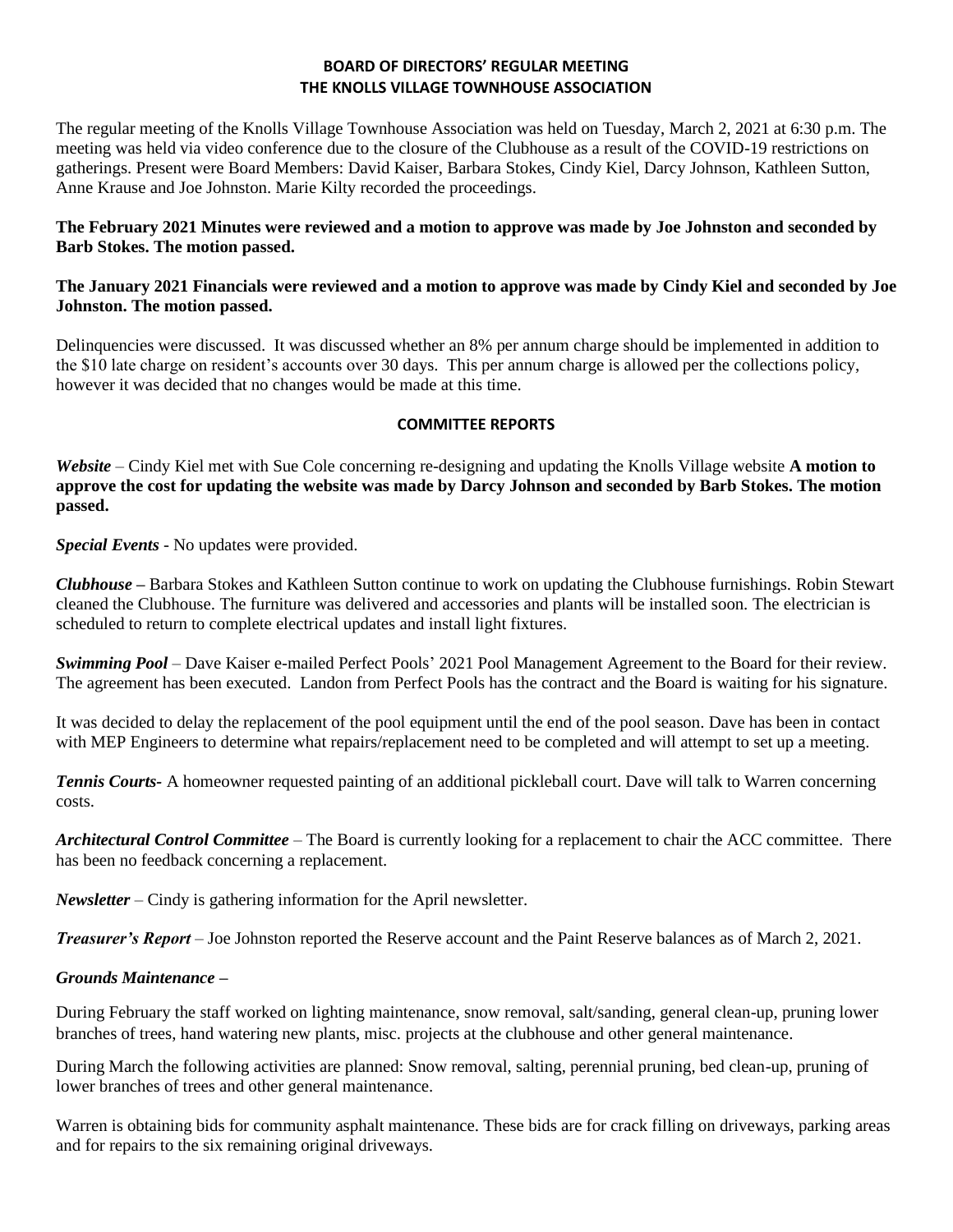**BOARD OF DIRECTORS' REGULAR MEETING**
**THE KNOLLS VILLAGE TOWNHOUSE ASSOCIATION**

The regular meeting of the Knolls Village Townhouse Association was held on Tuesday, March 2, 2021 at 6:30 p.m. The meeting was held via video conference due to the closure of the Clubhouse as a result of the COVID-19 restrictions on gatherings. Present were Board Members: David Kaiser, Barbara Stokes, Cindy Kiel, Darcy Johnson, Kathleen Sutton, Anne Krause and Joe Johnston. Marie Kilty recorded the proceedings.

**The February 2021 Minutes were reviewed and a motion to approve was made by Joe Johnston and seconded by Barb Stokes. The motion passed.**

**The January 2021 Financials were reviewed and a motion to approve was made by Cindy Kiel and seconded by Joe Johnston. The motion passed.**

Delinquencies were discussed. It was discussed whether an 8% per annum charge should be implemented in addition to the $10 late charge on resident's accounts over 30 days. This per annum charge is allowed per the collections policy, however it was decided that no changes would be made at this time.

**COMMITTEE REPORTS**

***Website*** – Cindy Kiel met with Sue Cole concerning re-designing and updating the Knolls Village website **A motion to approve the cost for updating the website was made by Darcy Johnson and seconded by Barb Stokes. The motion passed.**

***Special Events*** - No updates were provided.

***Clubhouse –*** Barbara Stokes and Kathleen Sutton continue to work on updating the Clubhouse furnishings. Robin Stewart cleaned the Clubhouse. The furniture was delivered and accessories and plants will be installed soon. The electrician is scheduled to return to complete electrical updates and install light fixtures.

***Swimming Pool*** – Dave Kaiser e-mailed Perfect Pools' 2021 Pool Management Agreement to the Board for their review. The agreement has been executed. Landon from Perfect Pools has the contract and the Board is waiting for his signature.

It was decided to delay the replacement of the pool equipment until the end of the pool season. Dave has been in contact with MEP Engineers to determine what repairs/replacement need to be completed and will attempt to set up a meeting.

***Tennis Courts-*** A homeowner requested painting of an additional pickleball court. Dave will talk to Warren concerning costs.

***Architectural Control Committee*** – The Board is currently looking for a replacement to chair the ACC committee. There has been no feedback concerning a replacement.

***Newsletter*** – Cindy is gathering information for the April newsletter.

***Treasurer's Report*** – Joe Johnston reported the Reserve account and the Paint Reserve balances as of March 2, 2021.

***Grounds Maintenance –***

During February the staff worked on lighting maintenance, snow removal, salt/sanding, general clean-up, pruning lower branches of trees, hand watering new plants, misc. projects at the clubhouse and other general maintenance.

During March the following activities are planned: Snow removal, salting, perennial pruning, bed clean-up, pruning of lower branches of trees and other general maintenance.

Warren is obtaining bids for community asphalt maintenance. These bids are for crack filling on driveways, parking areas and for repairs to the six remaining original driveways.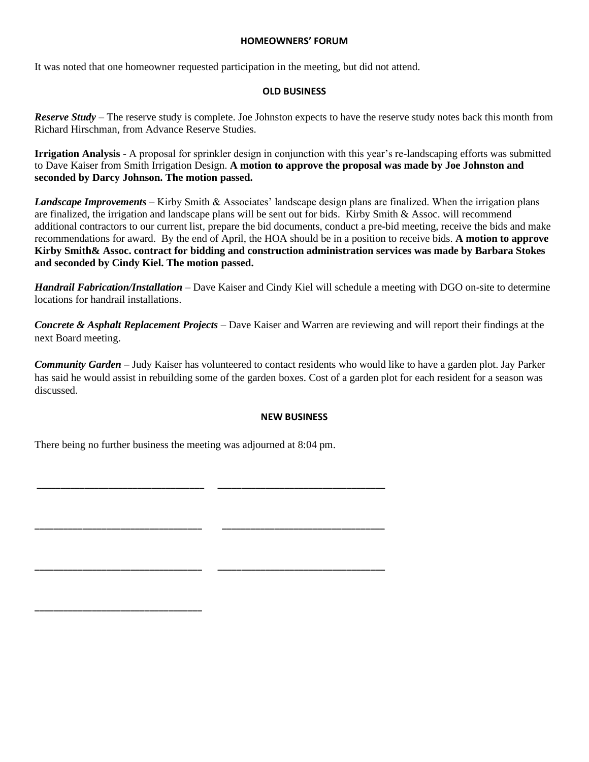## HOMEOWNERS' FORUM

It was noted that one homeowner requested participation in the meeting, but did not attend.

## OLD BUSINESS

***Reserve Study*** – The reserve study is complete. Joe Johnston expects to have the reserve study notes back this month from Richard Hirschman, from Advance Reserve Studies.

**Irrigation Analysis** - A proposal for sprinkler design in conjunction with this year's re-landscaping efforts was submitted to Dave Kaiser from Smith Irrigation Design. **A motion to approve the proposal was made by Joe Johnston and seconded by Darcy Johnson. The motion passed.**

***Landscape Improvements*** – Kirby Smith & Associates' landscape design plans are finalized. When the irrigation plans are finalized, the irrigation and landscape plans will be sent out for bids. Kirby Smith & Assoc. will recommend additional contractors to our current list, prepare the bid documents, conduct a pre-bid meeting, receive the bids and make recommendations for award. By the end of April, the HOA should be in a position to receive bids. **A motion to approve Kirby Smith& Assoc. contract for bidding and construction administration services was made by Barbara Stokes and seconded by Cindy Kiel. The motion passed.**

***Handrail Fabrication/Installation*** – Dave Kaiser and Cindy Kiel will schedule a meeting with DGO on-site to determine locations for handrail installations.

***Concrete & Asphalt Replacement Projects*** – Dave Kaiser and Warren are reviewing and will report their findings at the next Board meeting.

***Community Garden*** – Judy Kaiser has volunteered to contact residents who would like to have a garden plot. Jay Parker has said he would assist in rebuilding some of the garden boxes. Cost of a garden plot for each resident for a season was discussed.

## NEW BUSINESS

There being no further business the meeting was adjourned at 8:04 pm.

_______________________________ _______________________________

_______________________________ _______________________________

_______________________________ _______________________________

_______________________________